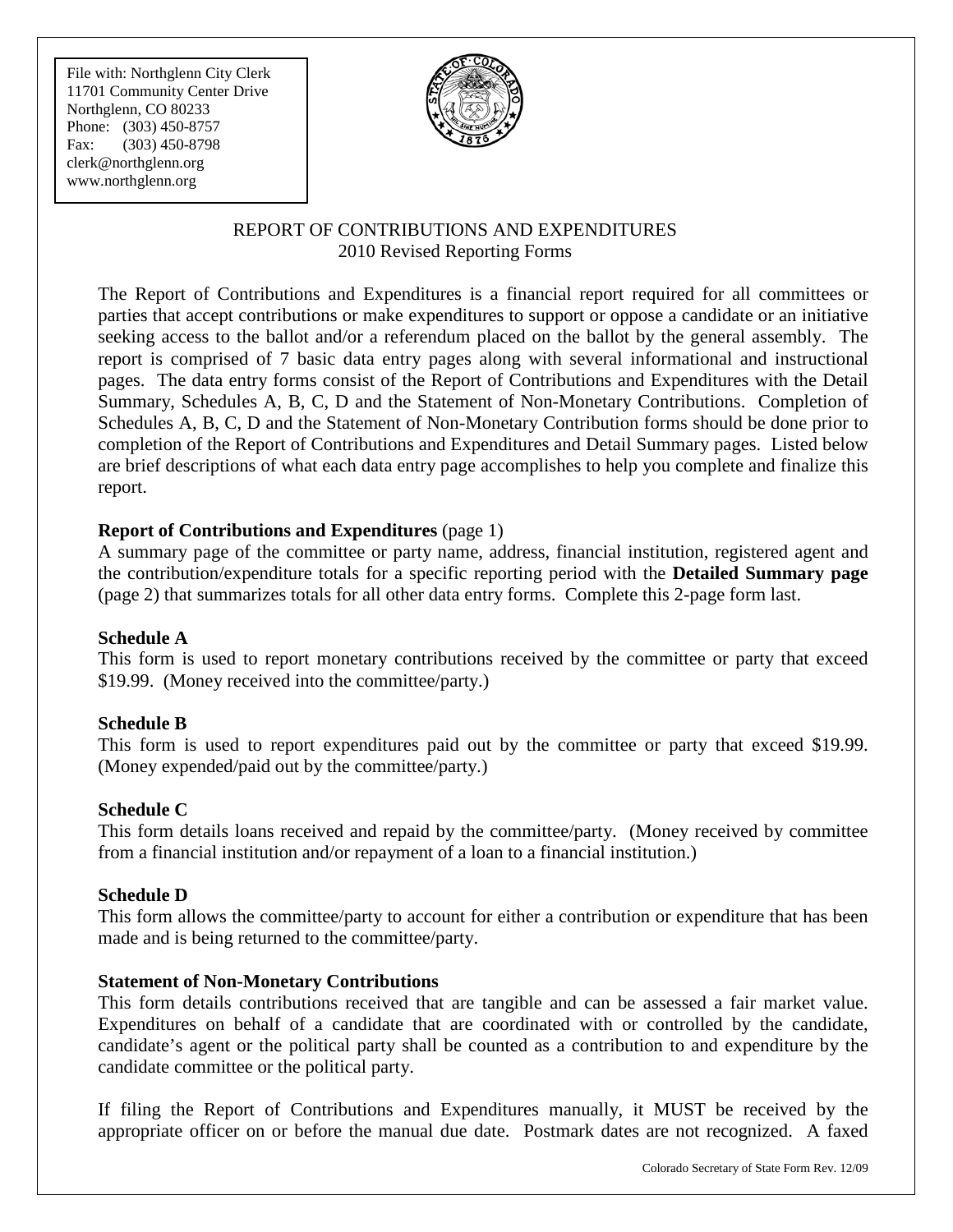File with: Northglenn City Clerk
11701 Community Center Drive
Northglenn, CO 80233
Phone: (303) 450-8757
Fax: (303) 450-8798
clerk@northglenn.org
www.northglenn.org

# REPORT OF CONTRIBUTIONS AND EXPENDITURES
2010 Revised Reporting Forms

The Report of Contributions and Expenditures is a financial report required for all committees or parties that accept contributions or make expenditures to support or oppose a candidate or an initiative seeking access to the ballot and/or a referendum placed on the ballot by the general assembly. The report is comprised of 7 basic data entry pages along with several informational and instructional pages. The data entry forms consist of the Report of Contributions and Expenditures with the Detail Summary, Schedules A, B, C, D and the Statement of Non-Monetary Contributions. Completion of Schedules A, B, C, D and the Statement of Non-Monetary Contribution forms should be done prior to completion of the Report of Contributions and Expenditures and Detail Summary pages. Listed below are brief descriptions of what each data entry page accomplishes to help you complete and finalize this report.

**Report of Contributions and Expenditures** (page 1)
A summary page of the committee or party name, address, financial institution, registered agent and the contribution/expenditure totals for a specific reporting period with the **Detailed Summary page** (page 2) that summarizes totals for all other data entry forms. Complete this 2-page form last.

**Schedule A**
This form is used to report monetary contributions received by the committee or party that exceed \$19.99. (Money received into the committee/party.)

**Schedule B**
This form is used to report expenditures paid out by the committee or party that exceed \$19.99. (Money expended/paid out by the committee/party.)

**Schedule C**
This form details loans received and repaid by the committee/party. (Money received by committee from a financial institution and/or repayment of a loan to a financial institution.)

**Schedule D**
This form allows the committee/party to account for either a contribution or expenditure that has been made and is being returned to the committee/party.

**Statement of Non-Monetary Contributions**
This form details contributions received that are tangible and can be assessed a fair market value. Expenditures on behalf of a candidate that are coordinated with or controlled by the candidate, candidate's agent or the political party shall be counted as a contribution to and expenditure by the candidate committee or the political party.

If filing the Report of Contributions and Expenditures manually, it MUST be received by the appropriate officer on or before the manual due date. Postmark dates are not recognized. A faxed

Colorado Secretary of State Form Rev. 12/09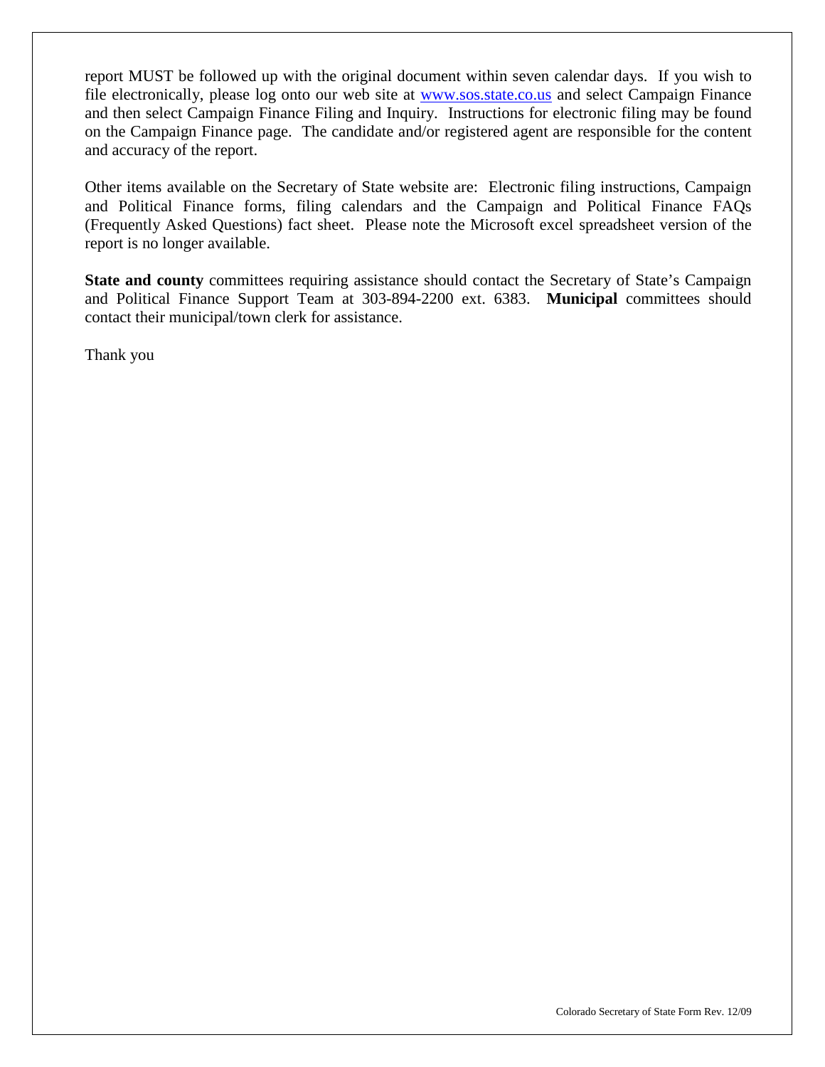report MUST be followed up with the original document within seven calendar days. If you wish to file electronically, please log onto our web site at [www.sos.state.co.us](http://www.sos.state.co.us) and select Campaign Finance and then select Campaign Finance Filing and Inquiry. Instructions for electronic filing may be found on the Campaign Finance page. The candidate and/or registered agent are responsible for the content and accuracy of the report.

Other items available on the Secretary of State website are: Electronic filing instructions, Campaign and Political Finance forms, filing calendars and the Campaign and Political Finance FAQs (Frequently Asked Questions) fact sheet. Please note the Microsoft excel spreadsheet version of the report is no longer available.

**State and county** committees requiring assistance should contact the Secretary of State's Campaign and Political Finance Support Team at 303-894-2200 ext. 6383. **Municipal** committees should contact their municipal/town clerk for assistance.

Thank you

Colorado Secretary of State Form Rev. 12/09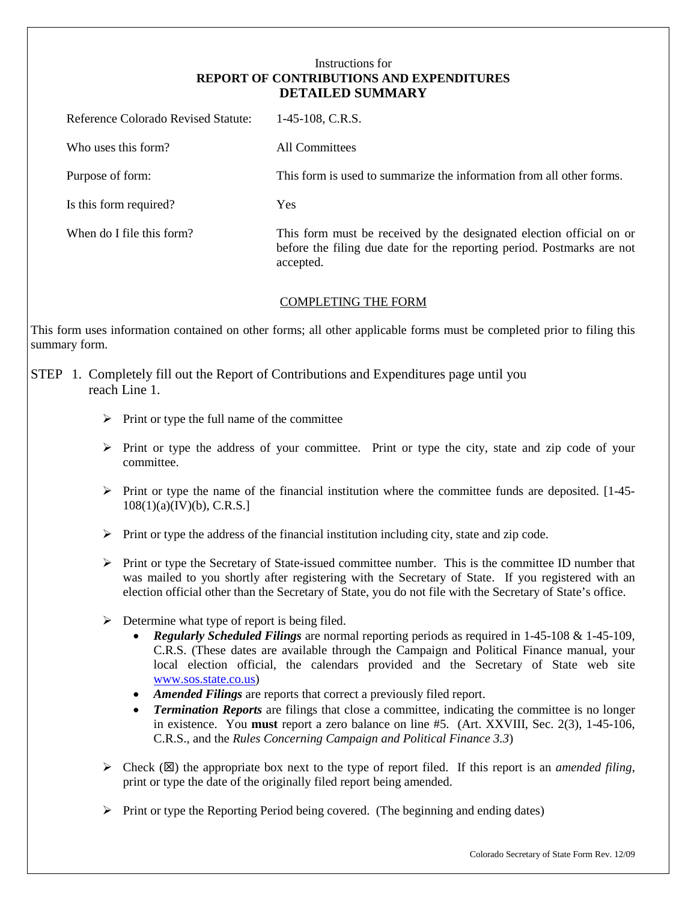Instructions for
**REPORT OF CONTRIBUTIONS AND EXPENDITURES**
**DETAILED SUMMARY**

| | |
|---|---|
| Reference Colorado Revised Statute: | 1-45-108, C.R.S. |
| Who uses this form? | All Committees |
| Purpose of form: | This form is used to summarize the information from all other forms. |
| Is this form required? | Yes |
| When do I file this form? | This form must be received by the designated election official on or before the filing due date for the reporting period. Postmarks are not accepted. |

## COMPLETING THE FORM

This form uses information contained on other forms; all other applicable forms must be completed prior to filing this summary form.

STEP 1. Completely fill out the Report of Contributions and Expenditures page until you reach Line 1.

- Print or type the full name of the committee
- Print or type the address of your committee. Print or type the city, state and zip code of your committee.
- Print or type the name of the financial institution where the committee funds are deposited. [1-45-108(1)(a)(IV)(b), C.R.S.]
- Print or type the address of the financial institution including city, state and zip code.
- Print or type the Secretary of State-issued committee number. This is the committee ID number that was mailed to you shortly after registering with the Secretary of State. If you registered with an election official other than the Secretary of State, you do not file with the Secretary of State's office.
- Determine what type of report is being filed.
  - ***Regularly Scheduled Filings*** are normal reporting periods as required in 1-45-108 & 1-45-109, C.R.S. (These dates are available through the Campaign and Political Finance manual, your local election official, the calendars provided and the Secretary of State web site www.sos.state.co.us)
  - ***Amended Filings*** are reports that correct a previously filed report.
  - ***Termination Reports*** are filings that close a committee, indicating the committee is no longer in existence. You **must** report a zero balance on line #5. (Art. XXVIII, Sec. 2(3), 1-45-106, C.R.S., and the *Rules Concerning Campaign and Political Finance 3.3*)
- Check (☒) the appropriate box next to the type of report filed. If this report is an *amended filing*, print or type the date of the originally filed report being amended.
- Print or type the Reporting Period being covered. (The beginning and ending dates)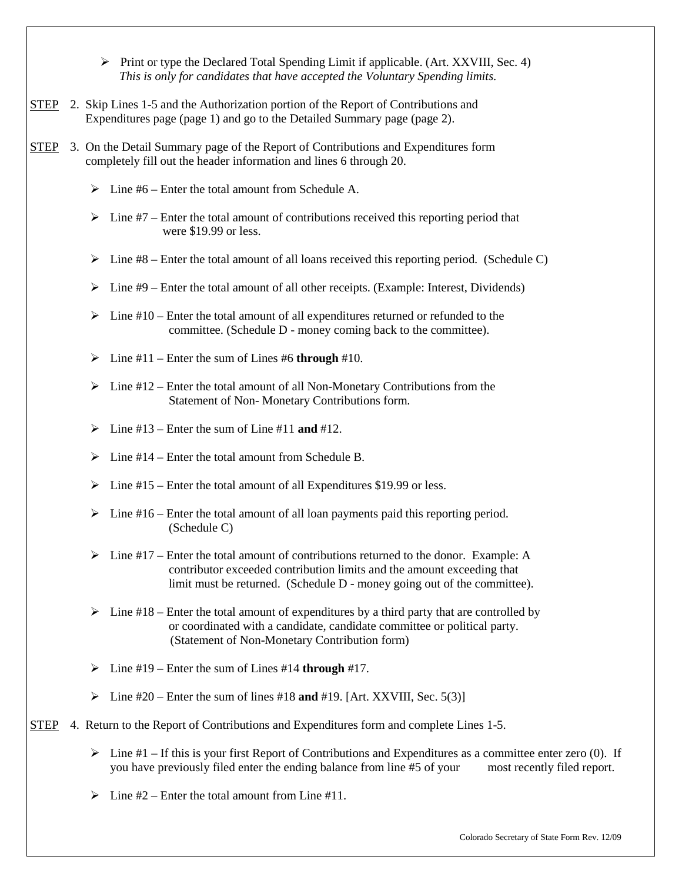- Print or type the Declared Total Spending Limit if applicable. (Art. XXVIII, Sec. 4) *This is only for candidates that have accepted the Voluntary Spending limits.*

STEP 2. Skip Lines 1-5 and the Authorization portion of the Report of Contributions and Expenditures page (page 1) and go to the Detailed Summary page (page 2).

STEP 3. On the Detail Summary page of the Report of Contributions and Expenditures form completely fill out the header information and lines 6 through 20.

- Line #6 – Enter the total amount from Schedule A.
- Line #7 – Enter the total amount of contributions received this reporting period that were $19.99 or less.
- Line #8 – Enter the total amount of all loans received this reporting period. (Schedule C)
- Line #9 – Enter the total amount of all other receipts. (Example: Interest, Dividends)
- Line #10 – Enter the total amount of all expenditures returned or refunded to the committee. (Schedule D - money coming back to the committee).
- Line #11 – Enter the sum of Lines #6 **through** #10.
- Line #12 – Enter the total amount of all Non-Monetary Contributions from the Statement of Non- Monetary Contributions form.
- Line #13 – Enter the sum of Line #11 **and** #12.
- Line #14 – Enter the total amount from Schedule B.
- Line #15 – Enter the total amount of all Expenditures $19.99 or less.
- Line #16 – Enter the total amount of all loan payments paid this reporting period. (Schedule C)
- Line #17 – Enter the total amount of contributions returned to the donor. Example: A contributor exceeded contribution limits and the amount exceeding that limit must be returned. (Schedule D - money going out of the committee).
- Line #18 – Enter the total amount of expenditures by a third party that are controlled by or coordinated with a candidate, candidate committee or political party. (Statement of Non-Monetary Contribution form)
- Line #19 – Enter the sum of Lines #14 **through** #17.
- Line #20 – Enter the sum of lines #18 **and** #19. [Art. XXVIII, Sec. 5(3)]

STEP 4. Return to the Report of Contributions and Expenditures form and complete Lines 1-5.

- Line #1 – If this is your first Report of Contributions and Expenditures as a committee enter zero (0). If you have previously filed enter the ending balance from line #5 of your most recently filed report.
- Line #2 – Enter the total amount from Line #11.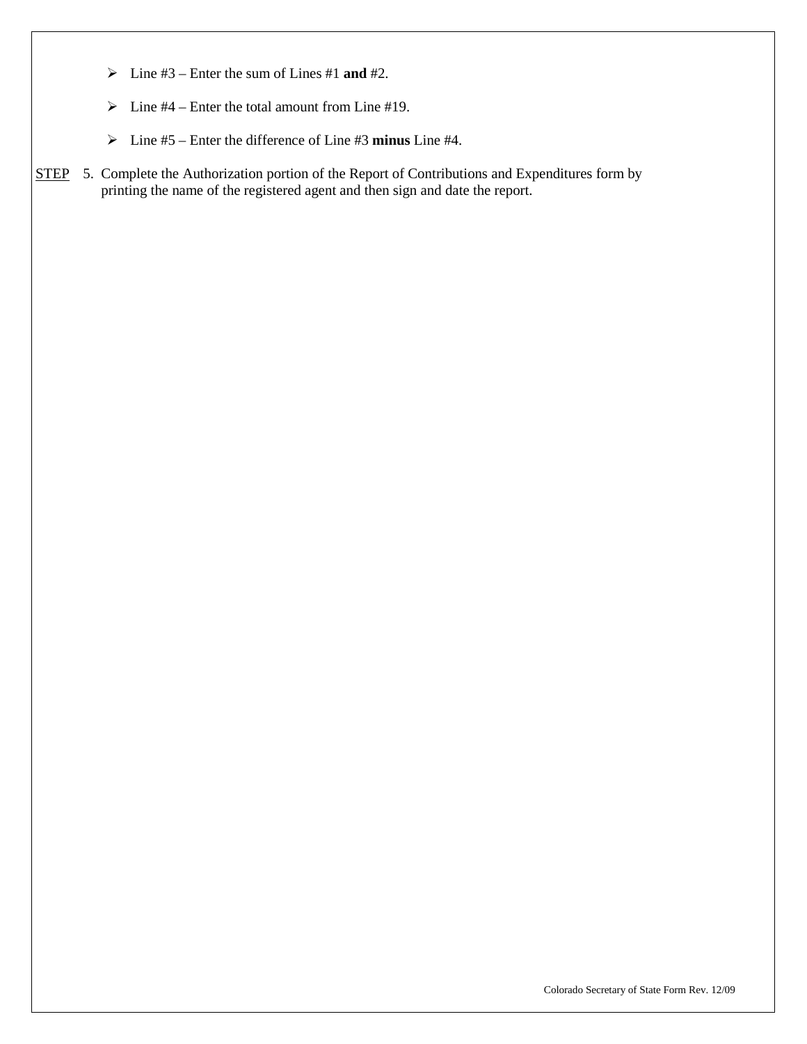- Line #3 – Enter the sum of Lines #1 **and** #2.
- Line #4 – Enter the total amount from Line #19.
- Line #5 – Enter the difference of Line #3 **minus** Line #4.

STEP 5. Complete the Authorization portion of the Report of Contributions and Expenditures form by printing the name of the registered agent and then sign and date the report.

Colorado Secretary of State Form Rev. 12/09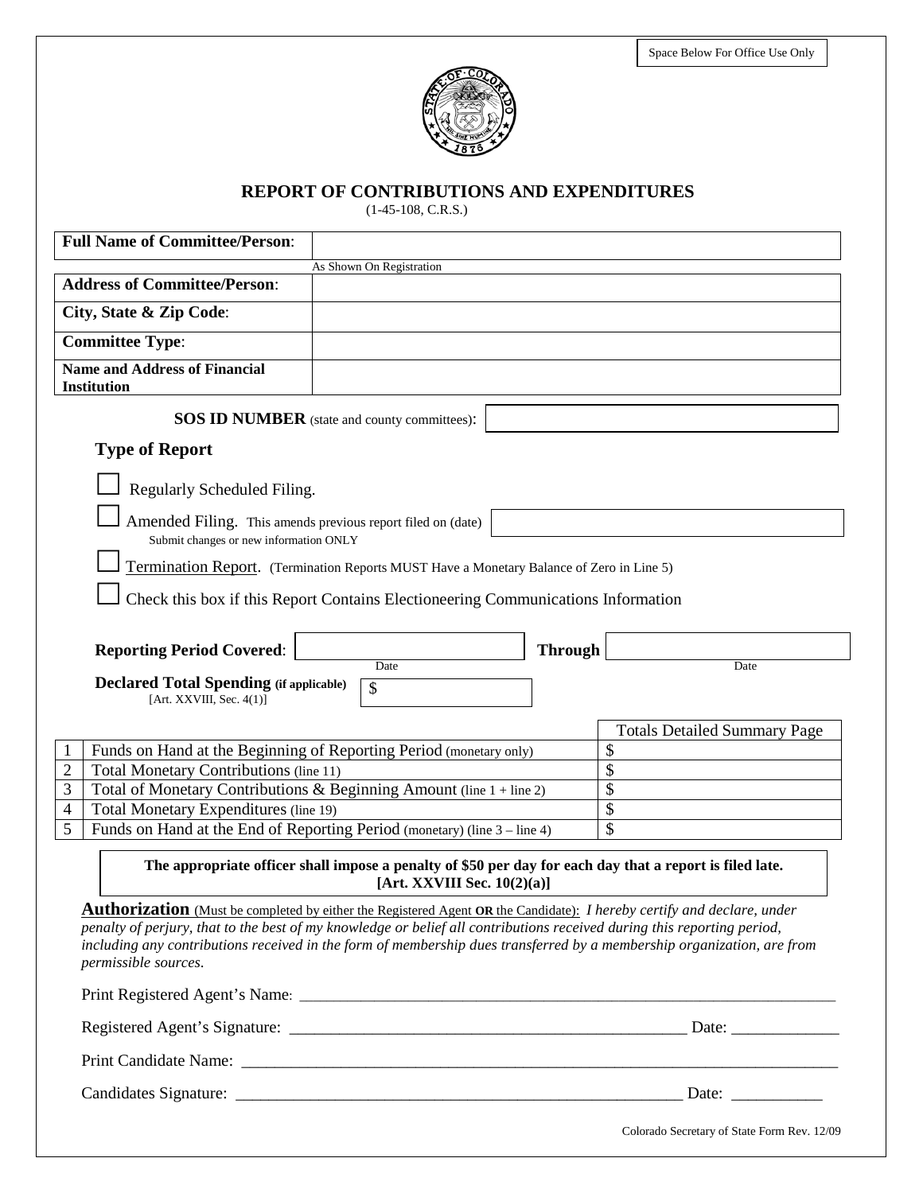Space Below For Office Use Only

# REPORT OF CONTRIBUTIONS AND EXPENDITURES

(1-45-108, C.R.S.)

| **Full Name of Committee/Person**: | |
|---|---|
| | As Shown On Registration |
| **Address of Committee/Person**: | |
| **City, State & Zip Code**: | |
| **Committee Type**: | |
| **Name and Address of Financial Institution** | |

**SOS ID NUMBER** (state and county committees): ____________________

## Type of Report

☐ Regularly Scheduled Filing.

☐ Amended Filing. This amends previous report filed on (date) ____________________
Submit changes or new information ONLY

☐ Termination Report. (Termination Reports MUST Have a Monetary Balance of Zero in Line 5)

☐ Check this box if this Report Contains Electioneering Communications Information

**Reporting Period Covered**: ____________________ (Date) **Through** ____________________ (Date)

**Declared Total Spending (if applicable)** [Art. XXVIII, Sec. 4(1)] $ ____________________

| | | Totals Detailed Summary Page |
|---|---|---|
| 1 | Funds on Hand at the Beginning of Reporting Period (monetary only) | $ |
| 2 | Total Monetary Contributions (line 11) | $ |
| 3 | Total of Monetary Contributions & Beginning Amount (line 1 + line 2) | $ |
| 4 | Total Monetary Expenditures (line 19) | $ |
| 5 | Funds on Hand at the End of Reporting Period (monetary) (line 3 – line 4) | $ |

**The appropriate officer shall impose a penalty of $50 per day for each day that a report is filed late. [Art. XXVIII Sec. 10(2)(a)]**

**Authorization** (Must be completed by either the Registered Agent **OR** the Candidate): *I hereby certify and declare, under penalty of perjury, that to the best of my knowledge or belief all contributions received during this reporting period, including any contributions received in the form of membership dues transferred by a membership organization, are from permissible sources.*

Print Registered Agent's Name: ______________________________________________________________________

Registered Agent's Signature: _______________________________________________ Date: _____________

Print Candidate Name: ______________________________________________________________________

Candidates Signature: _______________________________________________________ Date: ___________

Colorado Secretary of State Form Rev. 12/09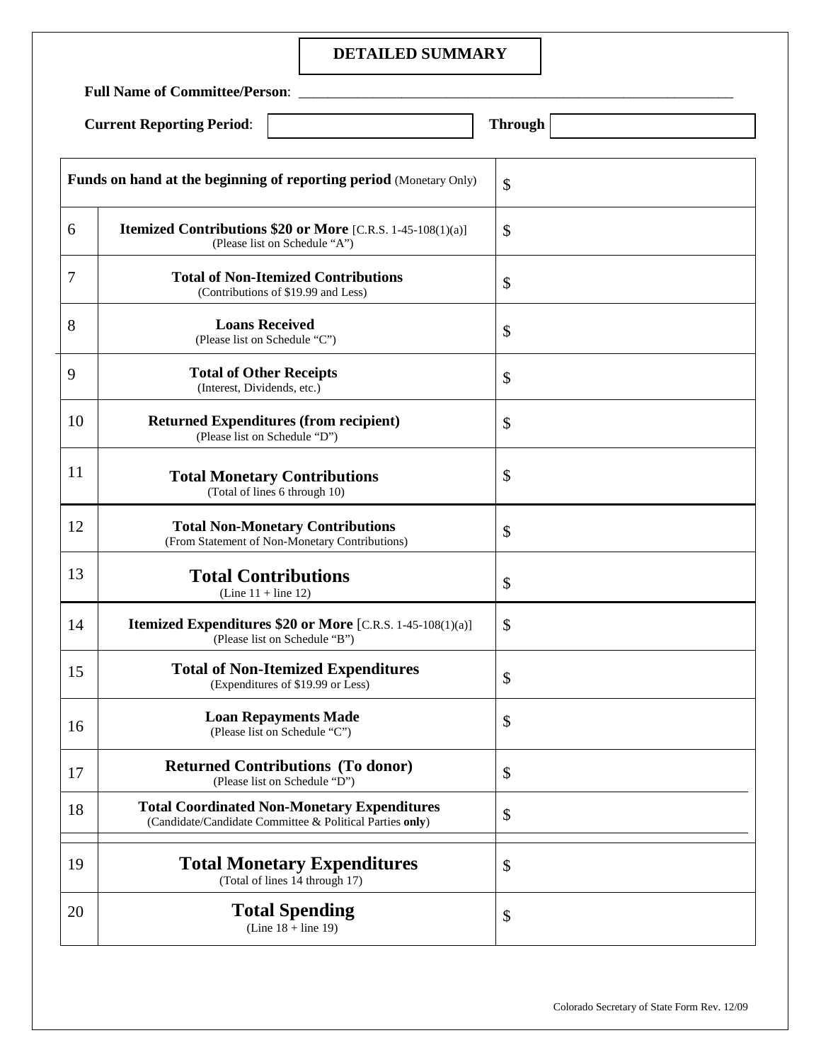# DETAILED SUMMARY

**Full Name of Committee/Person**: ____________________________________________________________

**Current Reporting Period**: ______________ **Through** ______________

| | | |
|---|---|---|
| **Funds on hand at the beginning of reporting period** (Monetary Only) | | $ |
| 6 | **Itemized Contributions $20 or More** [C.R.S. 1-45-108(1)(a)] (Please list on Schedule "A") | $ |
| 7 | **Total of Non-Itemized Contributions** (Contributions of $19.99 and Less) | $ |
| 8 | **Loans Received** (Please list on Schedule "C") | $ |
| 9 | **Total of Other Receipts** (Interest, Dividends, etc.) | $ |
| 10 | **Returned Expenditures (from recipient)** (Please list on Schedule "D") | $ |
| 11 | **Total Monetary Contributions** (Total of lines 6 through 10) | $ |
| 12 | **Total Non-Monetary Contributions** (From Statement of Non-Monetary Contributions) | $ |
| 13 | **Total Contributions** (Line 11 + line 12) | $ |
| 14 | **Itemized Expenditures $20 or More** [C.R.S. 1-45-108(1)(a)] (Please list on Schedule "B") | $ |
| 15 | **Total of Non-Itemized Expenditures** (Expenditures of $19.99 or Less) | $ |
| 16 | **Loan Repayments Made** (Please list on Schedule "C") | $ |
| 17 | **Returned Contributions (To donor)** (Please list on Schedule "D") | $ |
| 18 | **Total Coordinated Non-Monetary Expenditures** (Candidate/Candidate Committee & Political Parties **only**) | $ |
| 19 | **Total Monetary Expenditures** (Total of lines 14 through 17) | $ |
| 20 | **Total Spending** (Line 18 + line 19) | $ |

Colorado Secretary of State Form Rev. 12/09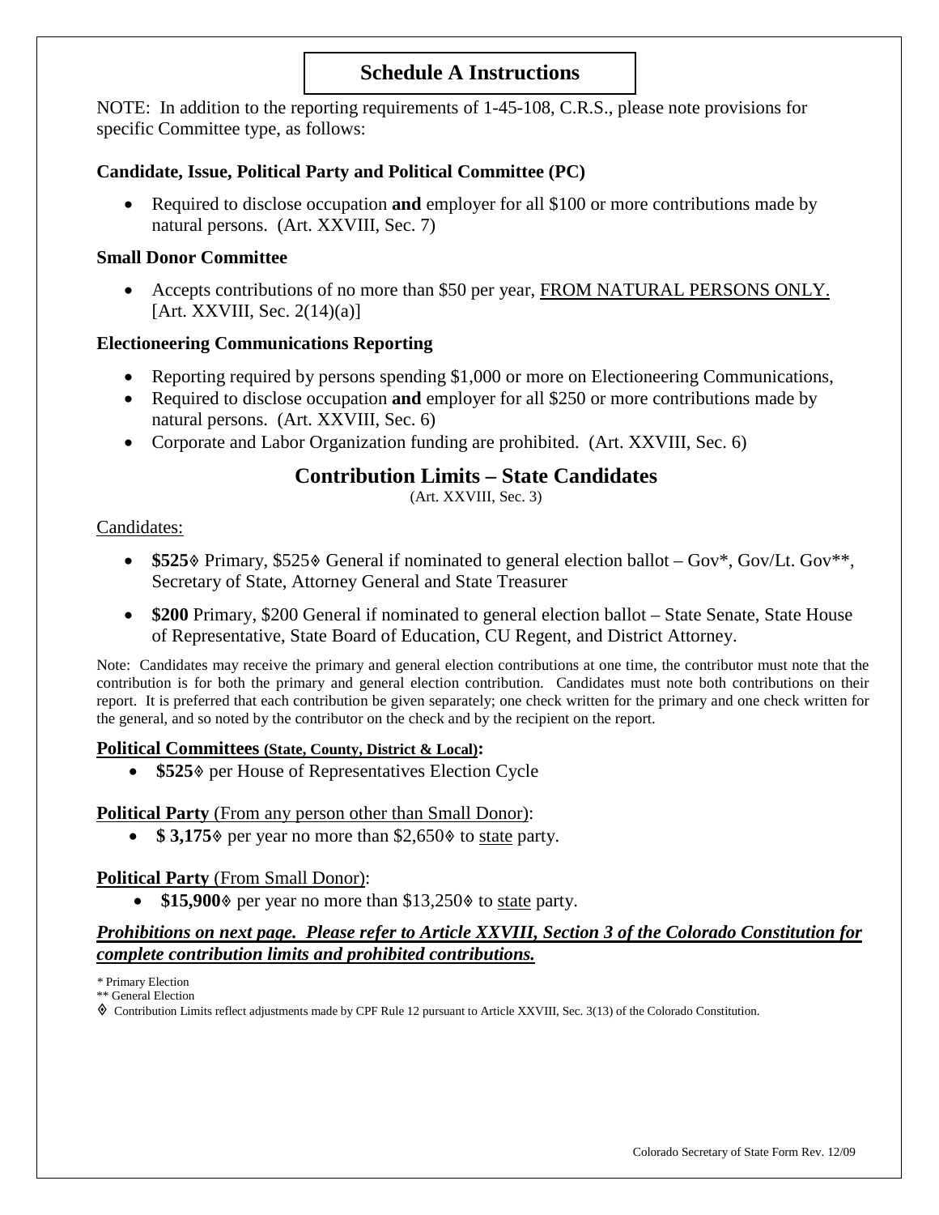# Schedule A Instructions

NOTE: In addition to the reporting requirements of 1-45-108, C.R.S., please note provisions for specific Committee type, as follows:

### Candidate, Issue, Political Party and Political Committee (PC)

- Required to disclose occupation **and** employer for all $100 or more contributions made by natural persons. (Art. XXVIII, Sec. 7)

### Small Donor Committee

- Accepts contributions of no more than $50 per year, <u>FROM NATURAL PERSONS ONLY.</u> [Art. XXVIII, Sec. 2(14)(a)]

### Electioneering Communications Reporting

- Reporting required by persons spending $1,000 or more on Electioneering Communications,
- Required to disclose occupation **and** employer for all $250 or more contributions made by natural persons. (Art. XXVIII, Sec. 6)
- Corporate and Labor Organization funding are prohibited. (Art. XXVIII, Sec. 6)

## Contribution Limits – State Candidates

(Art. XXVIII, Sec. 3)

<u>Candidates:</u>

- **$525**◊ Primary, $525◊ General if nominated to general election ballot – Gov*, Gov/Lt. Gov**, Secretary of State, Attorney General and State Treasurer
- **$200** Primary, $200 General if nominated to general election ballot – State Senate, State House of Representative, State Board of Education, CU Regent, and District Attorney.

Note: Candidates may receive the primary and general election contributions at one time, the contributor must note that the contribution is for both the primary and general election contribution. Candidates must note both contributions on their report. It is preferred that each contribution be given separately; one check written for the primary and one check written for the general, and so noted by the contributor on the check and by the recipient on the report.

**<u>Political Committees (State, County, District & Local):</u>**

- **$525**◊ per House of Representatives Election Cycle

**<u>Political Party</u>** <u>(From any person other than Small Donor)</u>:

- **$ 3,175**◊ per year no more than $2,650◊ to <u>state</u> party.

**<u>Political Party</u>** <u>(From Small Donor)</u>:

- **$15,900**◊ per year no more than $13,250◊ to <u>state</u> party.

***<u>Prohibitions on next page. Please refer to Article XXVIII, Section 3 of the Colorado Constitution for complete contribution limits and prohibited contributions.</u>***

\* Primary Election
\** General Election
◊ Contribution Limits reflect adjustments made by CPF Rule 12 pursuant to Article XXVIII, Sec. 3(13) of the Colorado Constitution.

Colorado Secretary of State Form Rev. 12/09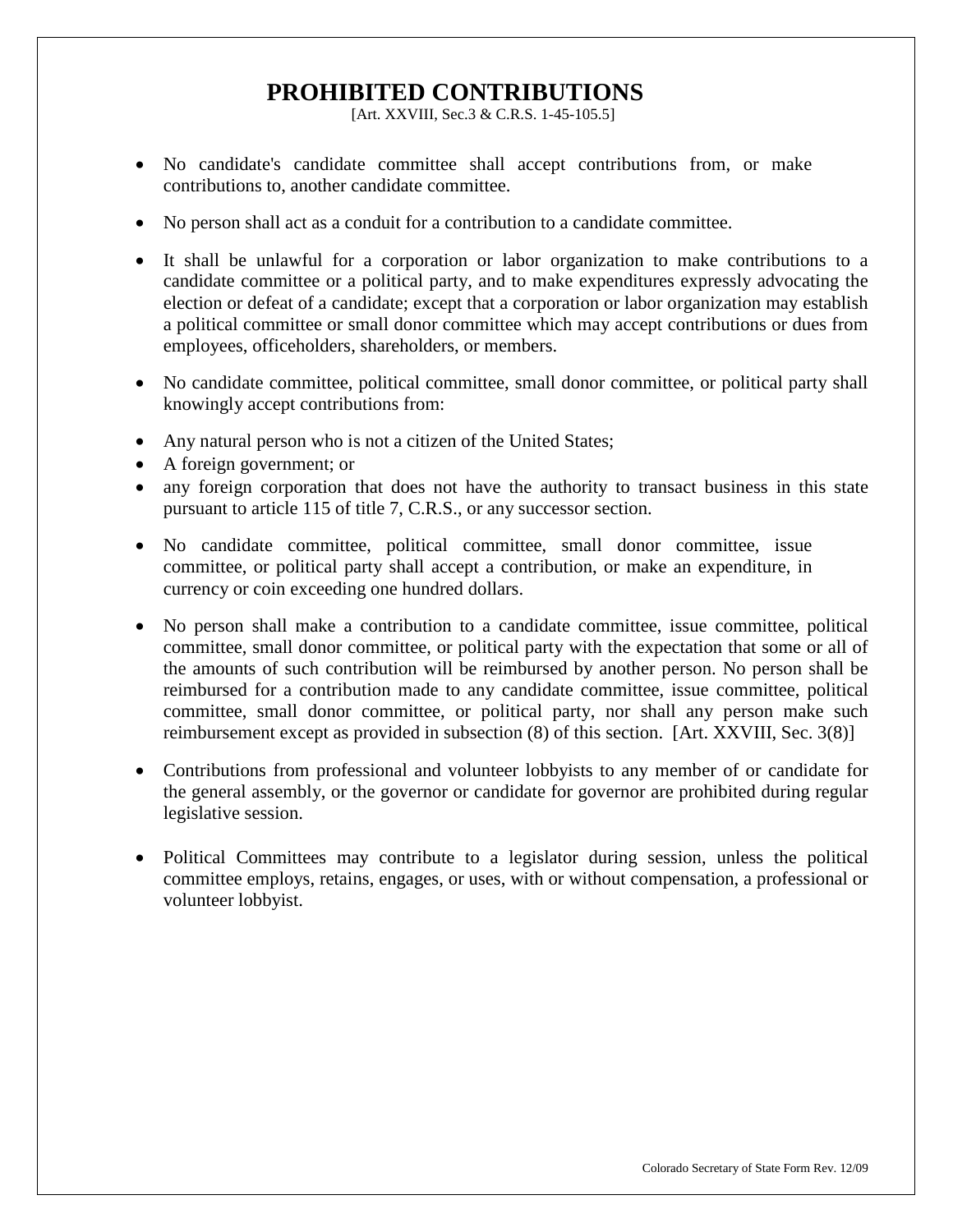# PROHIBITED CONTRIBUTIONS

[Art. XXVIII, Sec.3 & C.R.S. 1-45-105.5]

- No candidate's candidate committee shall accept contributions from, or make contributions to, another candidate committee.

- No person shall act as a conduit for a contribution to a candidate committee.

- It shall be unlawful for a corporation or labor organization to make contributions to a candidate committee or a political party, and to make expenditures expressly advocating the election or defeat of a candidate; except that a corporation or labor organization may establish a political committee or small donor committee which may accept contributions or dues from employees, officeholders, shareholders, or members.

- No candidate committee, political committee, small donor committee, or political party shall knowingly accept contributions from:

- Any natural person who is not a citizen of the United States;
- A foreign government; or
- any foreign corporation that does not have the authority to transact business in this state pursuant to article 115 of title 7, C.R.S., or any successor section.

- No candidate committee, political committee, small donor committee, issue committee, or political party shall accept a contribution, or make an expenditure, in currency or coin exceeding one hundred dollars.

- No person shall make a contribution to a candidate committee, issue committee, political committee, small donor committee, or political party with the expectation that some or all of the amounts of such contribution will be reimbursed by another person. No person shall be reimbursed for a contribution made to any candidate committee, issue committee, political committee, small donor committee, or political party, nor shall any person make such reimbursement except as provided in subsection (8) of this section. [Art. XXVIII, Sec. 3(8)]

- Contributions from professional and volunteer lobbyists to any member of or candidate for the general assembly, or the governor or candidate for governor are prohibited during regular legislative session.

- Political Committees may contribute to a legislator during session, unless the political committee employs, retains, engages, or uses, with or without compensation, a professional or volunteer lobbyist.

Colorado Secretary of State Form Rev. 12/09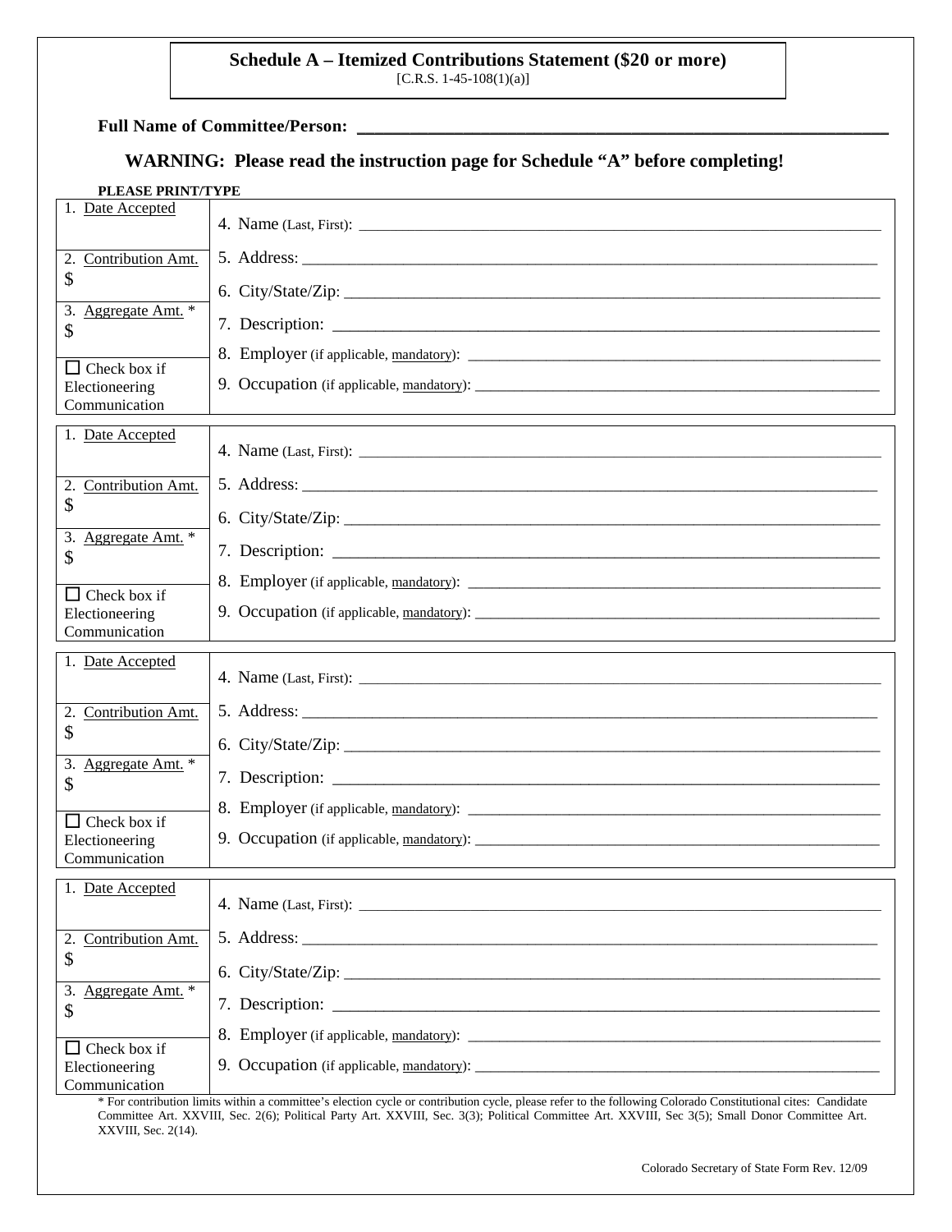**Schedule A – Itemized Contributions Statement ($20 or more)**
[C.R.S. 1-45-108(1)(a)]

**Full Name of Committee/Person: ___________________________________________________**

**WARNING: Please read the instruction page for Schedule "A" before completing!**

**PLEASE PRINT/TYPE**

| | |
|---|---|
| 1. Date Accepted | 4. Name (Last, First): ______________________________ |
| 2. Contribution Amt. $ | 5. Address: ______________________________ |
| | 6. City/State/Zip: ______________________________ |
| 3. Aggregate Amt. * $ | 7. Description: ______________________________ |
| | 8. Employer (if applicable, mandatory): ______________________________ |
| ☐ Check box if Electioneering Communication | 9. Occupation (if applicable, mandatory): ______________________________ |

| | |
|---|---|
| 1. Date Accepted | 4. Name (Last, First): ______________________________ |
| 2. Contribution Amt. $ | 5. Address: ______________________________ |
| | 6. City/State/Zip: ______________________________ |
| 3. Aggregate Amt. * $ | 7. Description: ______________________________ |
| | 8. Employer (if applicable, mandatory): ______________________________ |
| ☐ Check box if Electioneering Communication | 9. Occupation (if applicable, mandatory): ______________________________ |

| | |
|---|---|
| 1. Date Accepted | 4. Name (Last, First): ______________________________ |
| 2. Contribution Amt. $ | 5. Address: ______________________________ |
| | 6. City/State/Zip: ______________________________ |
| 3. Aggregate Amt. * $ | 7. Description: ______________________________ |
| | 8. Employer (if applicable, mandatory): ______________________________ |
| ☐ Check box if Electioneering Communication | 9. Occupation (if applicable, mandatory): ______________________________ |

| | |
|---|---|
| 1. Date Accepted | 4. Name (Last, First): ______________________________ |
| 2. Contribution Amt. $ | 5. Address: ______________________________ |
| | 6. City/State/Zip: ______________________________ |
| 3. Aggregate Amt. * $ | 7. Description: ______________________________ |
| | 8. Employer (if applicable, mandatory): ______________________________ |
| ☐ Check box if Electioneering Communication | 9. Occupation (if applicable, mandatory): ______________________________ |

* For contribution limits within a committee's election cycle or contribution cycle, please refer to the following Colorado Constitutional cites: Candidate Committee Art. XXVIII, Sec. 2(6); Political Party Art. XXVIII, Sec. 3(3); Political Committee Art. XXVIII, Sec 3(5); Small Donor Committee Art. XXVIII, Sec. 2(14).

Colorado Secretary of State Form Rev. 12/09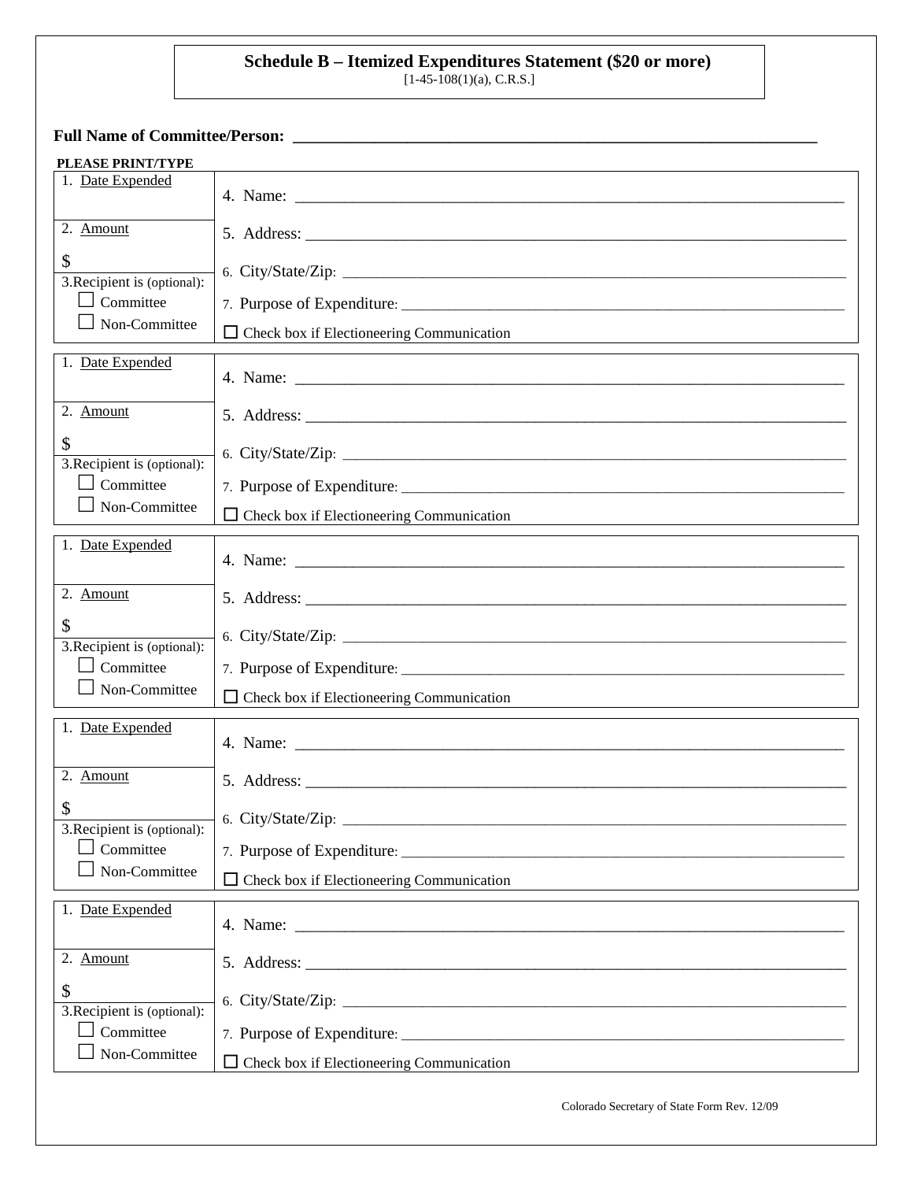# Schedule B – Itemized Expenditures Statement ($20 or more)

[1-45-108(1)(a), C.R.S.]

**Full Name of Committee/Person:** ______________________________________________

**PLEASE PRINT/TYPE**

| | |
|---|---|
| 1. Date Expended | 4. Name: ______________________________ |
| 2. Amount<br>$ | 5. Address: ______________________________<br>6. City/State/Zip: ______________________________ |
| 3. Recipient is (optional):<br>☐ Committee<br>☐ Non-Committee | 7. Purpose of Expenditure: ______________________________<br>☐ Check box if Electioneering Communication |

| | |
|---|---|
| 1. Date Expended | 4. Name: ______________________________ |
| 2. Amount<br>$ | 5. Address: ______________________________<br>6. City/State/Zip: ______________________________ |
| 3. Recipient is (optional):<br>☐ Committee<br>☐ Non-Committee | 7. Purpose of Expenditure: ______________________________<br>☐ Check box if Electioneering Communication |

| | |
|---|---|
| 1. Date Expended | 4. Name: ______________________________ |
| 2. Amount<br>$ | 5. Address: ______________________________<br>6. City/State/Zip: ______________________________ |
| 3. Recipient is (optional):<br>☐ Committee<br>☐ Non-Committee | 7. Purpose of Expenditure: ______________________________<br>☐ Check box if Electioneering Communication |

| | |
|---|---|
| 1. Date Expended | 4. Name: ______________________________ |
| 2. Amount<br>$ | 5. Address: ______________________________<br>6. City/State/Zip: ______________________________ |
| 3. Recipient is (optional):<br>☐ Committee<br>☐ Non-Committee | 7. Purpose of Expenditure: ______________________________<br>☐ Check box if Electioneering Communication |

| | |
|---|---|
| 1. Date Expended | 4. Name: ______________________________ |
| 2. Amount<br>$ | 5. Address: ______________________________<br>6. City/State/Zip: ______________________________ |
| 3. Recipient is (optional):<br>☐ Committee<br>☐ Non-Committee | 7. Purpose of Expenditure: ______________________________<br>☐ Check box if Electioneering Communication |

Colorado Secretary of State Form Rev. 12/09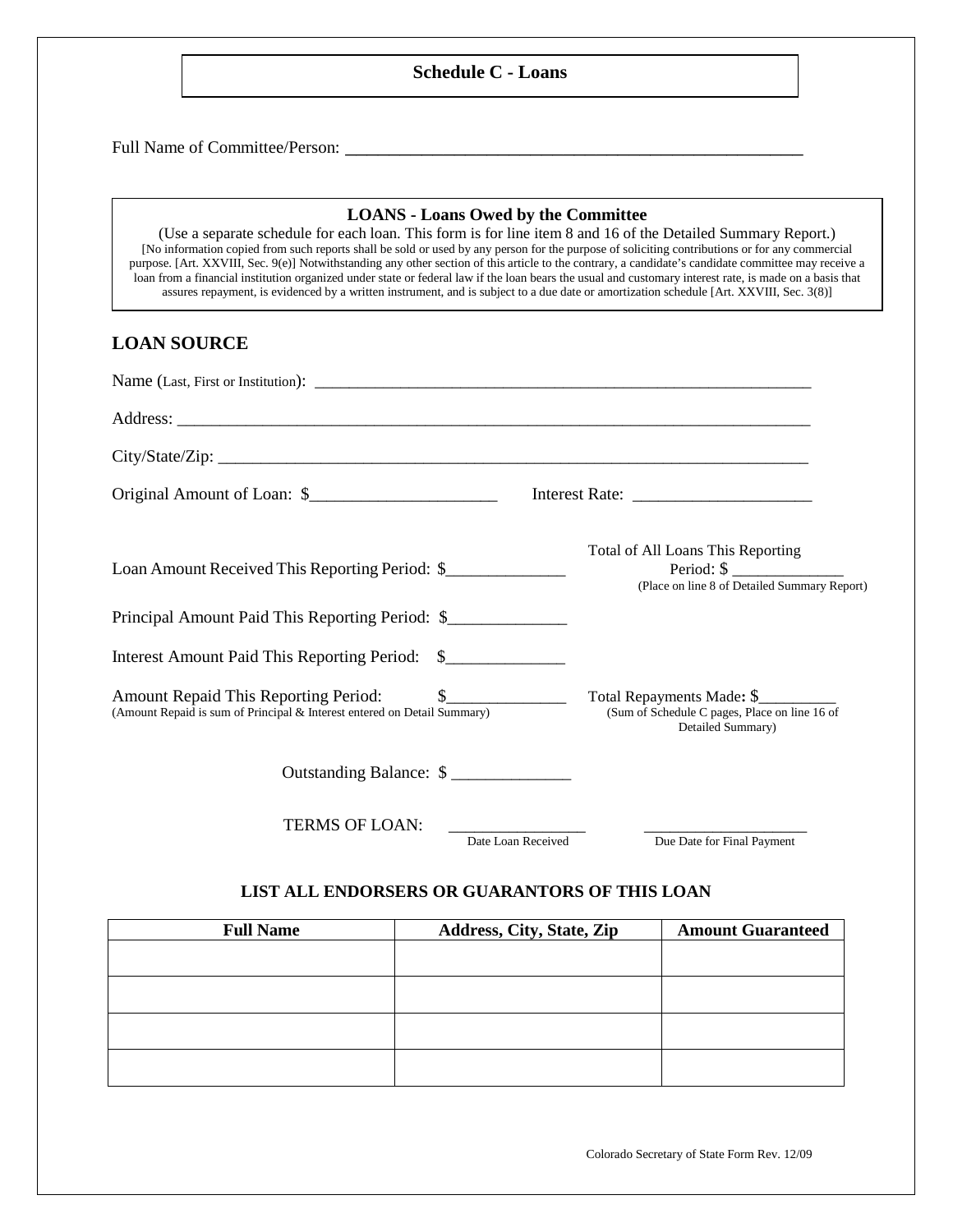## Schedule C - Loans

Full Name of Committee/Person: ______________________________________________

**LOANS - Loans Owed by the Committee**

(Use a separate schedule for each loan. This form is for line item 8 and 16 of the Detailed Summary Report.)

[No information copied from such reports shall be sold or used by any person for the purpose of soliciting contributions or for any commercial purpose. [Art. XXVIII, Sec. 9(e)] Notwithstanding any other section of this article to the contrary, a candidate's candidate committee may receive a loan from a financial institution organized under state or federal law if the loan bears the usual and customary interest rate, is made on a basis that assures repayment, is evidenced by a written instrument, and is subject to a due date or amortization schedule [Art. XXVIII, Sec. 3(8)]

## LOAN SOURCE

Name (Last, First or Institution): ______________________________________________

Address: ______________________________________________

City/State/Zip: ______________________________________________

Original Amount of Loan: $______________________ Interest Rate: ____________________

Loan Amount Received This Reporting Period: $______________

Total of All Loans This Reporting Period: $ ______________
(Place on line 8 of Detailed Summary Report)

Principal Amount Paid This Reporting Period: $______________

Interest Amount Paid This Reporting Period: $______________

Amount Repaid This Reporting Period: $______________
(Amount Repaid is sum of Principal & Interest entered on Detail Summary)

Total Repayments Made: $__________
(Sum of Schedule C pages, Place on line 16 of Detailed Summary)

Outstanding Balance: $ ______________

TERMS OF LOAN: ________________ (Date Loan Received) ____________________ (Due Date for Final Payment)

### LIST ALL ENDORSERS OR GUARANTORS OF THIS LOAN

| Full Name | Address, City, State, Zip | Amount Guaranteed |
|---|---|---|
| | | |
| | | |
| | | |
| | | |

Colorado Secretary of State Form Rev. 12/09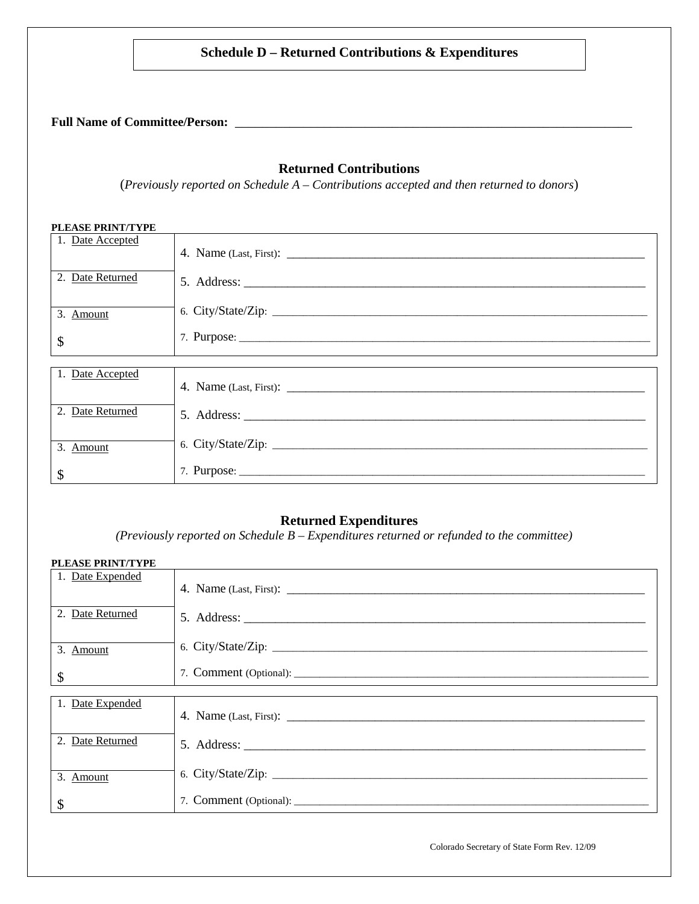# Schedule D – Returned Contributions & Expenditures

**Full Name of Committee/Person:** ________________________________________________________________

## Returned Contributions

(*Previously reported on Schedule A – Contributions accepted and then returned to donors*)

**PLEASE PRINT/TYPE**

| | |
|---|---|
| 1. Date Accepted | 4. Name (Last, First): ________________________________________________________ |
| 2. Date Returned | 5. Address: ____________________________________________________________ |
| 3. Amount<br>$ | 6. City/State/Zip: ________________________________________________________<br>7. Purpose: ____________________________________________________________ |

| | |
|---|---|
| 1. Date Accepted | 4. Name (Last, First): ________________________________________________________ |
| 2. Date Returned | 5. Address: ____________________________________________________________ |
| 3. Amount<br>$ | 6. City/State/Zip: ________________________________________________________<br>7. Purpose: ____________________________________________________________ |

## Returned Expenditures

*(Previously reported on Schedule B – Expenditures returned or refunded to the committee)*

**PLEASE PRINT/TYPE**

| | |
|---|---|
| 1. Date Expended | 4. Name (Last, First): ________________________________________________________ |
| 2. Date Returned | 5. Address: ____________________________________________________________ |
| 3. Amount<br>$ | 6. City/State/Zip: ________________________________________________________<br>7. Comment (Optional): ______________________________________________________ |

| | |
|---|---|
| 1. Date Expended | 4. Name (Last, First): ________________________________________________________ |
| 2. Date Returned | 5. Address: ____________________________________________________________ |
| 3. Amount<br>$ | 6. City/State/Zip: ________________________________________________________<br>7. Comment (Optional): ______________________________________________________ |

Colorado Secretary of State Form Rev. 12/09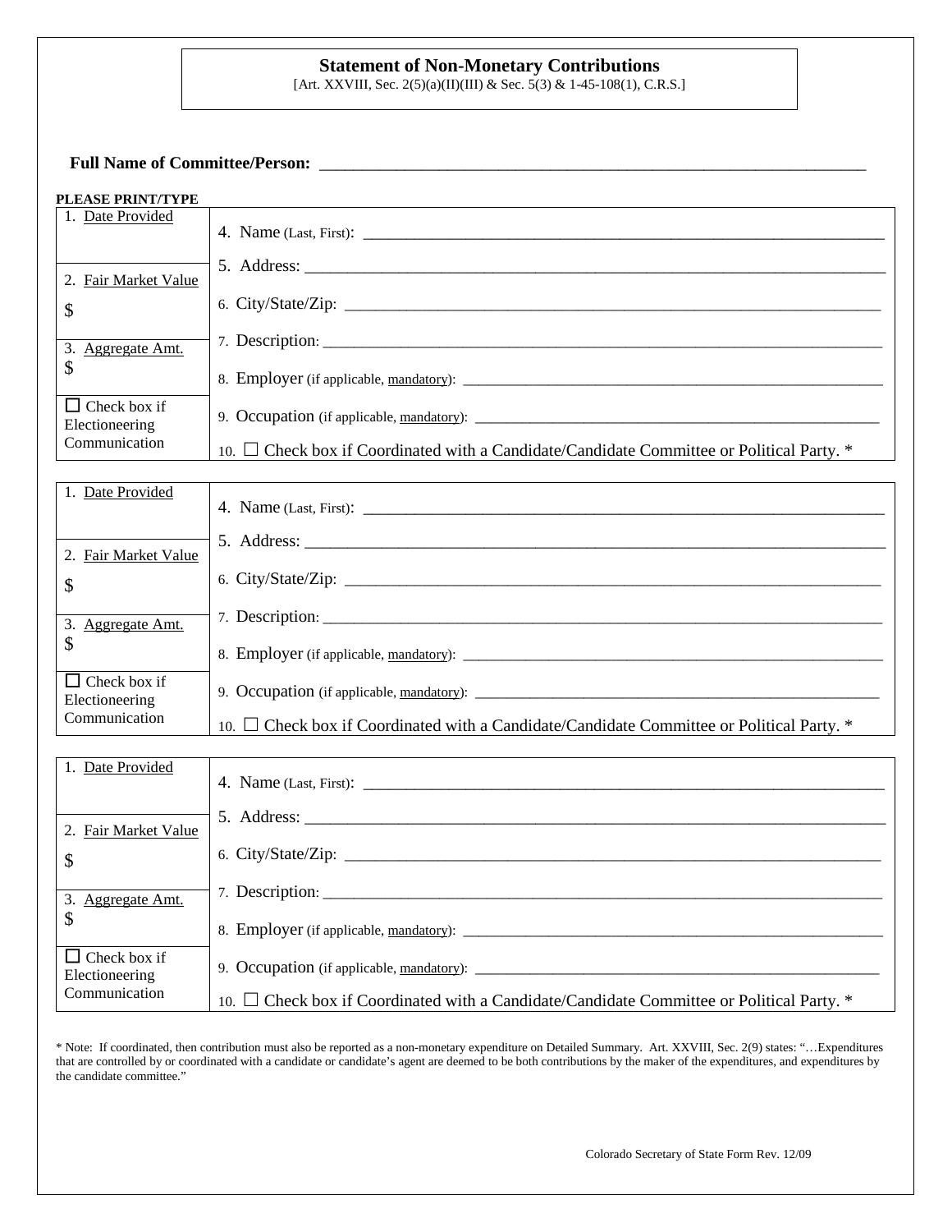# Statement of Non-Monetary Contributions

[Art. XXVIII, Sec. 2(5)(a)(II)(III) & Sec. 5(3) & 1-45-108(1), C.R.S.]

**Full Name of Committee/Person:** ___________________________________________________________________

**PLEASE PRINT/TYPE**

| | |
|---|---|
| 1. Date Provided | 4. Name (Last, First): ___________________________________________ |
| 2. Fair Market Value<br>$ | 5. Address: ___________________________________________<br>6. City/State/Zip: ___________________________________________ |
| 3. Aggregate Amt.<br>$ | 7. Description: ___________________________________________<br>8. Employer (if applicable, mandatory): ___________________________________________ |
| ☐ Check box if Electioneering Communication | 9. Occupation (if applicable, mandatory): ___________________________________________<br>10. ☐ Check box if Coordinated with a Candidate/Candidate Committee or Political Party. * |

| | |
|---|---|
| 1. Date Provided | 4. Name (Last, First): ___________________________________________ |
| 2. Fair Market Value<br>$ | 5. Address: ___________________________________________<br>6. City/State/Zip: ___________________________________________ |
| 3. Aggregate Amt.<br>$ | 7. Description: ___________________________________________<br>8. Employer (if applicable, mandatory): ___________________________________________ |
| ☐ Check box if Electioneering Communication | 9. Occupation (if applicable, mandatory): ___________________________________________<br>10. ☐ Check box if Coordinated with a Candidate/Candidate Committee or Political Party. * |

| | |
|---|---|
| 1. Date Provided | 4. Name (Last, First): ___________________________________________ |
| 2. Fair Market Value<br>$ | 5. Address: ___________________________________________<br>6. City/State/Zip: ___________________________________________ |
| 3. Aggregate Amt.<br>$ | 7. Description: ___________________________________________<br>8. Employer (if applicable, mandatory): ___________________________________________ |
| ☐ Check box if Electioneering Communication | 9. Occupation (if applicable, mandatory): ___________________________________________<br>10. ☐ Check box if Coordinated with a Candidate/Candidate Committee or Political Party. * |

* Note: If coordinated, then contribution must also be reported as a non-monetary expenditure on Detailed Summary. Art. XXVIII, Sec. 2(9) states: "…Expenditures that are controlled by or coordinated with a candidate or candidate's agent are deemed to be both contributions by the maker of the expenditures, and expenditures by the candidate committee."

Colorado Secretary of State Form Rev. 12/09